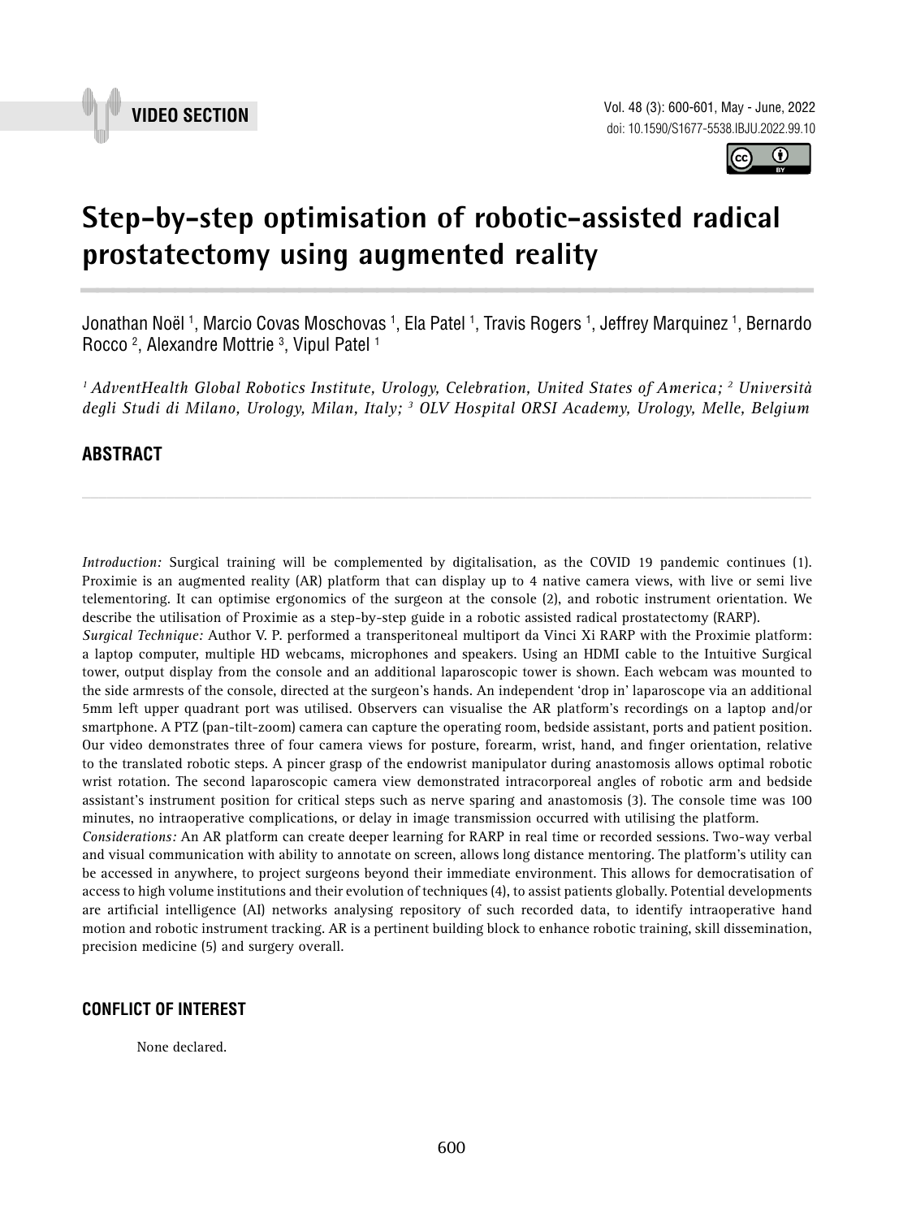VIDEO SECTION

# Step-by-step optimisation of robotic-assisted radical prostatectomy using augmented reality

Jonathan Noël [1], Marcio Covas Moschovas [1], Ela Patel [1], Travis Rogers [1], Jeffrey Marquinez [1], Bernardo Rocco [2], Alexandre Mottrie [3], Vipul Patel [1]

*[1] AdventHealth Global Robotics Institute, Urology, Celebration, United States of America; [2] Università degli Studi di Milano, Urology, Milan, Italy; [3] OLV Hospital ORSI Academy, Urology, Melle, Belgium*

## ABSTRACT

*Introduction:* Surgical training will be complemented by digitalisation, as the COVID 19 pandemic continues (1). Proximie is an augmented reality (AR) platform that can display up to 4 native camera views, with live or semi live telementoring. It can optimise ergonomics of the surgeon at the console (2), and robotic instrument orientation. We describe the utilisation of Proximie as a step-by-step guide in a robotic assisted radical prostatectomy (RARP).

*Surgical Technique:* Author V. P. performed a transperitoneal multiport da Vinci Xi RARP with the Proximie platform: a laptop computer, multiple HD webcams, microphones and speakers. Using an HDMI cable to the Intuitive Surgical tower, output display from the console and an additional laparoscopic tower is shown. Each webcam was mounted to the side armrests of the console, directed at the surgeon's hands. An independent 'drop in' laparoscope via an additional 5mm left upper quadrant port was utilised. Observers can visualise the AR platform's recordings on a laptop and/or smartphone. A PTZ (pan-tilt-zoom) camera can capture the operating room, bedside assistant, ports and patient position. Our video demonstrates three of four camera views for posture, forearm, wrist, hand, and finger orientation, relative to the translated robotic steps. A pincer grasp of the endowrist manipulator during anastomosis allows optimal robotic wrist rotation. The second laparoscopic camera view demonstrated intracorporeal angles of robotic arm and bedside assistant's instrument position for critical steps such as nerve sparing and anastomosis (3). The console time was 100 minutes, no intraoperative complications, or delay in image transmission occurred with utilising the platform.

*Considerations:* An AR platform can create deeper learning for RARP in real time or recorded sessions. Two-way verbal and visual communication with ability to annotate on screen, allows long distance mentoring. The platform's utility can be accessed in anywhere, to project surgeons beyond their immediate environment. This allows for democratisation of access to high volume institutions and their evolution of techniques (4), to assist patients globally. Potential developments are artificial intelligence (AI) networks analysing repository of such recorded data, to identify intraoperative hand motion and robotic instrument tracking. AR is a pertinent building block to enhance robotic training, skill dissemination, precision medicine (5) and surgery overall.

## CONFLICT OF INTEREST

None declared.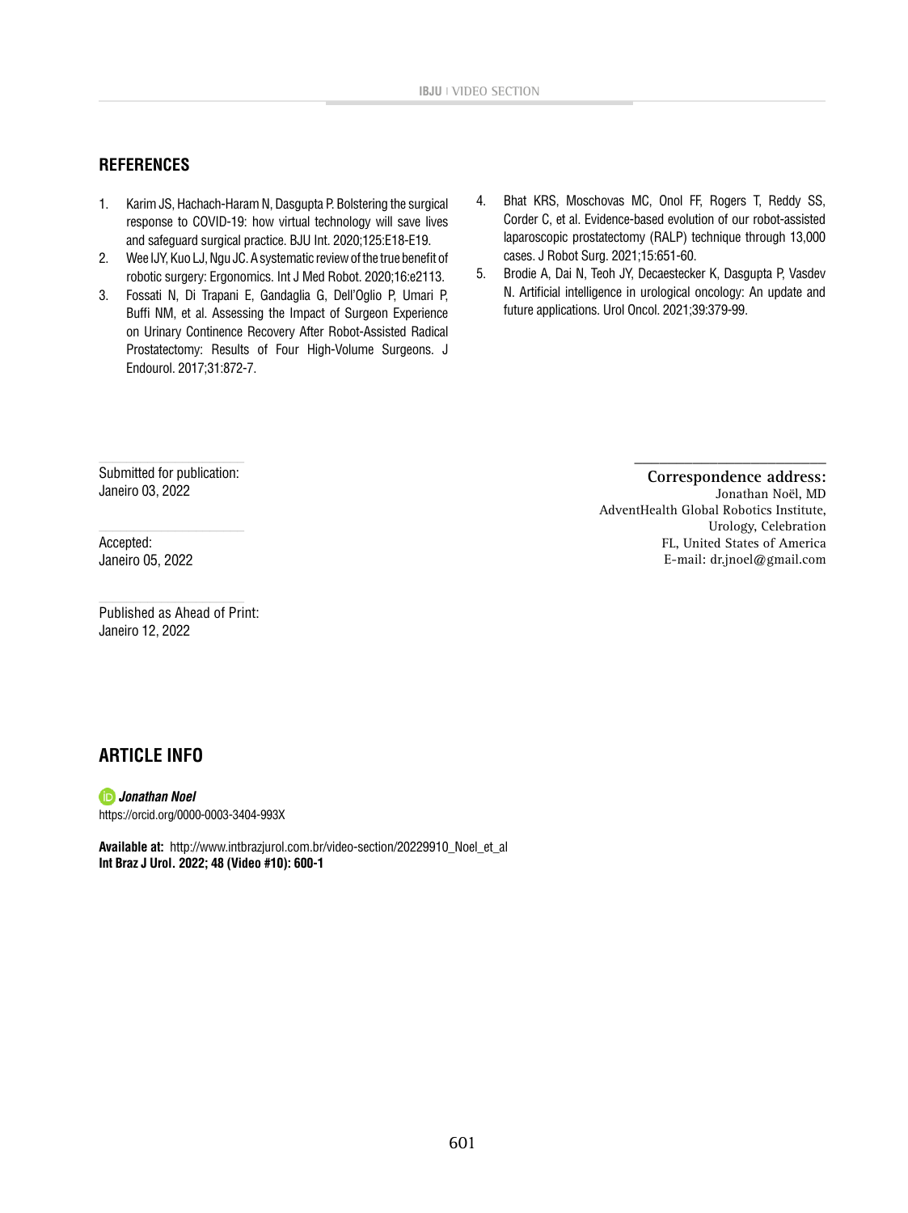## REFERENCES

1. Karim JS, Hachach-Haram N, Dasgupta P. Bolstering the surgical response to COVID-19: how virtual technology will save lives and safeguard surgical practice. BJU Int. 2020;125:E18-E19.
2. Wee IJY, Kuo LJ, Ngu JC. A systematic review of the true benefit of robotic surgery: Ergonomics. Int J Med Robot. 2020;16:e2113.
3. Fossati N, Di Trapani E, Gandaglia G, Dell'Oglio P, Umari P, Buffi NM, et al. Assessing the Impact of Surgeon Experience on Urinary Continence Recovery After Robot-Assisted Radical Prostatectomy: Results of Four High-Volume Surgeons. J Endourol. 2017;31:872-7.
4. Bhat KRS, Moschovas MC, Onol FF, Rogers T, Reddy SS, Corder C, et al. Evidence-based evolution of our robot-assisted laparoscopic prostatectomy (RALP) technique through 13,000 cases. J Robot Surg. 2021;15:651-60.
5. Brodie A, Dai N, Teoh JY, Decaestecker K, Dasgupta P, Vasdev N. Artificial intelligence in urological oncology: An update and future applications. Urol Oncol. 2021;39:379-99.

Submitted for publication:
Janeiro 03, 2022

Accepted:
Janeiro 05, 2022

Published as Ahead of Print:
Janeiro 12, 2022

**Correspondence address:**
Jonathan Noël, MD
AdventHealth Global Robotics Institute,
Urology, Celebration
FL, United States of America
E-mail: dr.jnoel@gmail.com

## ARTICLE INFO

***Jonathan Noel***
https://orcid.org/0000-0003-3404-993X

**Available at:** http://www.intbrazjurol.com.br/video-section/20229910_Noel_et_al
**Int Braz J Urol. 2022; 48 (Video #10): 600-1**